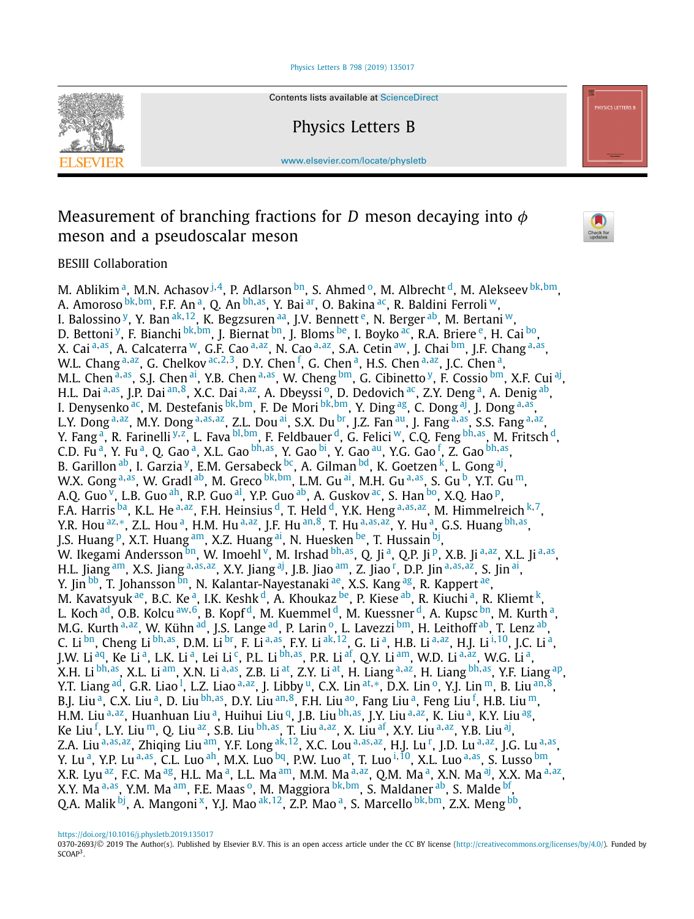Contents lists available at ScienceDirect

# Physics Letters B

www.elsevier.com/locate/physletb

# Measurement of branching fractions for $D$ meson decaying into $\phi$ meson and a pseudoscalar meson

BESIII Collaboration

M. Ablikim [a], M.N. Achasov [j,4], P. Adlarson [bn], S. Ahmed [o], M. Albrecht [d], M. Alekseev [bk,bm], A. Amoroso [bk,bm], F.F. An [a], Q. An [bh,as], Y. Bai [ar], O. Bakina [ac], R. Baldini Ferroli [w], I. Balossino [y], Y. Ban [ak,12], K. Begzsuren [aa], J.V. Bennett [e], N. Berger [ab], M. Bertani [w], D. Bettoni [y], F. Bianchi [bk,bm], J. Biernat [bn], J. Bloms [be], I. Boyko [ac], R.A. Briere [e], H. Cai [bo], X. Cai [a,as], A. Calcaterra [w], G.F. Cao [a,az], N. Cao [a,az], S.A. Cetin [aw], J. Chai [bm], J.F. Chang [a,as], W.L. Chang [a,az], G. Chelkov [ac,2,3], D.Y. Chen [f], G. Chen [a], H.S. Chen [a,az], J.C. Chen [a], M.L. Chen [a,as], S.J. Chen [ai], Y.B. Chen [a,as], W. Cheng [bm], G. Cibinetto [y], F. Cossio [bm], X.F. Cui [aj], H.L. Dai [a,as], J.P. Dai [an,8], X.C. Dai [a,az], A. Dbeyssi [o], D. Dedovich [ac], Z.Y. Deng [a], A. Denig [ab], I. Denysenko [ac], M. Destefanis [bk,bm], F. De Mori [bk,bm], Y. Ding [ag], C. Dong [aj], J. Dong [a,as], L.Y. Dong [a,az], M.Y. Dong [a,as,az], Z.L. Dou [ai], S.X. Du [br], J.Z. Fan [au], J. Fang [a,as], S.S. Fang [a,az], Y. Fang [a], R. Farinelli [y,z], L. Fava [bl,bm], F. Feldbauer [d], G. Felici [w], C.Q. Feng [bh,as], M. Fritsch [d], C.D. Fu [a], Y. Fu [a], Q. Gao [a], X.L. Gao [bh,as], Y. Gao [bi], Y. Gao [au], Y.G. Gao [f], Z. Gao [bh,as], B. Garillon [ab], I. Garzia [y], E.M. Gersabeck [bc], A. Gilman [bd], K. Goetzen [k], L. Gong [aj], W.X. Gong [a,as], W. Gradl [ab], M. Greco [bk,bm], L.M. Gu [ai], M.H. Gu [a,as], S. Gu [b], Y.T. Gu [m], A.Q. Guo [v], L.B. Guo [ah], R.P. Guo [al], Y.P. Guo [ab], A. Guskov [ac], S. Han [bo], X.Q. Hao [p], F.A. Harris [ba], K.L. He [a,az], F.H. Heinsius [d], T. Held [d], Y.K. Heng [a,as,az], M. Himmelreich [k,7], Y.R. Hou [az,*], Z.L. Hou [a], H.M. Hu [a,az], J.F. Hu [an,8], T. Hu [a,as,az], Y. Hu [a], G.S. Huang [bh,as], J.S. Huang [p], X.T. Huang [am], X.Z. Huang [ai], N. Huesken [be], T. Hussain [bj], W. Ikegami Andersson [bn], W. Imoehl [v], M. Irshad [bh,as], Q. Ji [a], Q.P. Ji [p], X.B. Ji [a,az], X.L. Ji [a,as], H.L. Jiang [am], X.S. Jiang [a,as,az], X.Y. Jiang [aj], J.B. Jiao [am], Z. Jiao [r], D.P. Jin [a,as,az], S. Jin [ai], Y. Jin [bb], T. Johansson [bn], N. Kalantar-Nayestanaki [ae], X.S. Kang [ag], R. Kappert [ae], M. Kavatsyuk [ae], B.C. Ke [a], I.K. Keshk [d], A. Khoukaz [be], P. Kiese [ab], R. Kiuchi [a], R. Kliemt [k], L. Koch [ad], O.B. Kolcu [aw,6], B. Kopf [d], M. Kuemmel [d], M. Kuessner [d], A. Kupsc [bn], M. Kurth [a], M.G. Kurth [a,az], W. Kühn [ad], J.S. Lange [ad], P. Larin [o], L. Lavezzi [bm], H. Leithoff [ab], T. Lenz [ab], C. Li [bn], Cheng Li [bh,as], D.M. Li [br], F. Li [a,as], F.Y. Li [ak,12], G. Li [a], H.B. Li [a,az], H.J. Li [i,10], J.C. Li [a], J.W. Li [aq], Ke Li [a], L.K. Li [a], Lei Li [c], P.L. Li [bh,as], P.R. Li [af], Q.Y. Li [am], W.D. Li [a,az], W.G. Li [a], X.H. Li [bh,as], X.L. Li [am], X.N. Li [a,as], Z.B. Li [at], Z.Y. Li [at], H. Liang [a,az], H. Liang [bh,as], Y.F. Liang [ap], Y.T. Liang [ad], G.R. Liao [l], L.Z. Liao [a,az], J. Libby [u], C.X. Lin [at,*], D.X. Lin [o], Y.J. Lin [m], B. Liu [an,8], B.J. Liu [a], C.X. Liu [a], D. Liu [bh,as], D.Y. Liu [an,8], F.H. Liu [ao], Fang Liu [a], Feng Liu [f], H.B. Liu [m], H.M. Liu [a,az], Huanhuan Liu [a], Huihui Liu [q], J.B. Liu [bh,as], J.Y. Liu [a,az], K. Liu [a], K.Y. Liu [ag], Ke Liu [f], L.Y. Liu [m], Q. Liu [az], S.B. Liu [bh,as], T. Liu [a,az], X. Liu [af], X.Y. Liu [a,az], Y.B. Liu [aj], Z.A. Liu [a,as,az], Zhiqing Liu [am], Y.F. Long [ak,12], X.C. Lou [a,as,az], H.J. Lu [r], J.D. Lu [a,az], J.G. Lu [a,as], Y. Lu [a], Y.P. Lu [a,as], C.L. Luo [ah], M.X. Luo [bq], P.W. Luo [at], T. Luo [i,10], X.L. Luo [a,as], S. Lusso [bm], X.R. Lyu [az], F.C. Ma [ag], H.L. Ma [a], L.L. Ma [am], M.M. Ma [a,az], Q.M. Ma [a], X.N. Ma [aj], X.X. Ma [a,az], X.Y. Ma [a,as], Y.M. Ma [am], F.E. Maas [o], M. Maggiora [bk,bm], S. Maldaner [ab], S. Malde [bf], Q.A. Malik [bj], A. Mangoni [x], Y.J. Mao [ak,12], Z.P. Mao [a], S. Marcello [bk,bm], Z.X. Meng [bb],

https://doi.org/10.1016/j.physletb.2019.135017

0370-2693/© 2019 The Author(s). Published by Elsevier B.V. This is an open access article under the CC BY license (http://creativecommons.org/licenses/by/4.0/). Funded by SCOAP[3].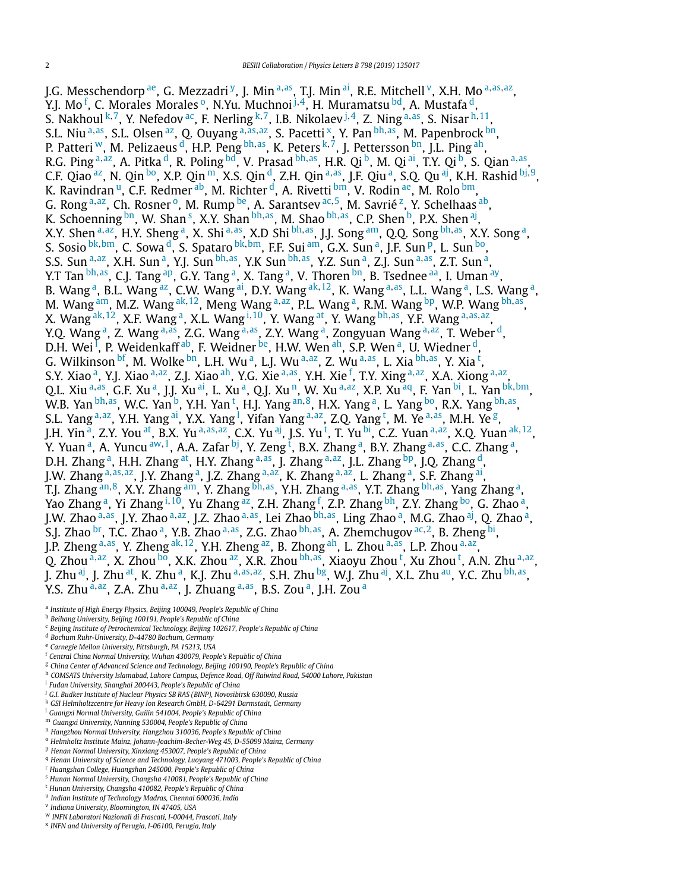J.G. Messchendorp [ae], G. Mezzadri [y], J. Min [a,as], T.J. Min [ai], R.E. Mitchell [v], X.H. Mo [a,as,az], Y.J. Mo [f], C. Morales Morales [o], N.Yu. Muchnoi [j,4], H. Muramatsu [bd], A. Mustafa [d], S. Nakhoul [k,7], Y. Nefedov [ac], F. Nerling [k,7], I.B. Nikolaev [j,4], Z. Ning [a,as], S. Nisar [h,11], S.L. Niu [a,as], S.L. Olsen [az], Q. Ouyang [a,as,az], S. Pacetti [x], Y. Pan [bh,as], M. Papenbrock [bn], P. Patteri [w], M. Pelizaeus [d], H.P. Peng [bh,as], K. Peters [k,7], J. Pettersson [bn], J.L. Ping [ah], R.G. Ping [a,az], A. Pitka [d], R. Poling [bd], V. Prasad [bh,as], H.R. Qi [b], M. Qi [ai], T.Y. Qi [b], S. Qian [a,as], C.F. Qiao [az], N. Qin [bo], X.P. Qin [m], X.S. Qin [d], Z.H. Qin [a,as], J.F. Qiu [a], S.Q. Qu [aj], K.H. Rashid [bj,9], K. Ravindran [u], C.F. Redmer [ab], M. Richter [d], A. Rivetti [bm], V. Rodin [ae], M. Rolo [bm], G. Rong [a,az], Ch. Rosner [o], M. Rump [be], A. Sarantsev [ac,5], M. Savrié [z], Y. Schelhaas [ab], K. Schoenning [bn], W. Shan [s], X.Y. Shan [bh,as], M. Shao [bh,as], C.P. Shen [b], P.X. Shen [aj], X.Y. Shen [a,az], H.Y. Sheng [a], X. Shi [a,as], X.D Shi [bh,as], J.J. Song [am], Q.Q. Song [bh,as], X.Y. Song [a], S. Sosio [bk,bm], C. Sowa [d], S. Spataro [bk,bm], F.F. Sui [am], G.X. Sun [a], J.F. Sun [p], L. Sun [bo], S.S. Sun [a,az], X.H. Sun [a], Y.J. Sun [bh,as], Y.K Sun [bh,as], Y.Z. Sun [a], Z.J. Sun [a,as], Z.T. Sun [a], Y.T Tan [bh,as], C.J. Tang [ap], G.Y. Tang [a], X. Tang [a], V. Thoren [bn], B. Tsednee [aa], I. Uman [ay], B. Wang [a], B.L. Wang [az], C.W. Wang [ai], D.Y. Wang [ak,12], K. Wang [a,as], L.L. Wang [a], L.S. Wang [a], M. Wang [am], M.Z. Wang [ak,12], Meng Wang [a,az], P.L. Wang [a], R.M. Wang [bp], W.P. Wang [bh,as], X. Wang [ak,12], X.F. Wang [a], X.L. Wang [i,10], Y. Wang [at], Y. Wang [bh,as], Y.F. Wang [a,as,az], Y.Q. Wang [a], Z. Wang [a,as], Z.G. Wang [a,as], Z.Y. Wang [a], Zongyuan Wang [a,az], T. Weber [d], D.H. Wei [l], P. Weidenkaff [ab], F. Weidner [be], H.W. Wen [ah], S.P. Wen [a], U. Wiedner [d], G. Wilkinson [bf], M. Wolke [bn], L.H. Wu [a], L.J. Wu [a,az], Z. Wu [a,as], L. Xia [bh,as], Y. Xia [t], S.Y. Xiao [a], Y.J. Xiao [a,az], Z.J. Xiao [ah], Y.G. Xie [a,as], Y.H. Xie [f], T.Y. Xing [a,az], X.A. Xiong [a,az], Q.L. Xiu [a,as], G.F. Xu [a], J.J. Xu [ai], L. Xu [a], Q.J. Xu [n], W. Xu [a,az], X.P. Xu [aq], F. Yan [bi], L. Yan [bk,bm], W.B. Yan [bh,as], W.C. Yan [b], Y.H. Yan [t], H.J. Yang [an,8], H.X. Yang [a], L. Yang [bo], R.X. Yang [bh,as], S.L. Yang [a,az], Y.H. Yang [ai], Y.X. Yang [l], Yifan Yang [a,az], Z.Q. Yang [t], M. Ye [a,as], M.H. Ye [g], J.H. Yin [a], Z.Y. You [at], B.X. Yu [a,as,az], C.X. Yu [aj], J.S. Yu [t], T. Yu [bi], C.Z. Yuan [a,az], X.Q. Yuan [ak,12], Y. Yuan [a], A. Yuncu [aw,1], A.A. Zafar [bj], Y. Zeng [t], B.X. Zhang [a], B.Y. Zhang [a,as], C.C. Zhang [a], D.H. Zhang [a], H.H. Zhang [at], H.Y. Zhang [a,as], J. Zhang [a,az], J.L. Zhang [bp], J.Q. Zhang [d], J.W. Zhang [a,as,az], J.Y. Zhang [a], J.Z. Zhang [a,az], K. Zhang [a,az], L. Zhang [a], S.F. Zhang [ai], T.J. Zhang [an,8], X.Y. Zhang [am], Y. Zhang [bh,as], Y.H. Zhang [a,as], Y.T. Zhang [bh,as], Yang Zhang [a], Yao Zhang [a], Yi Zhang [i,10], Yu Zhang [az], Z.H. Zhang [f], Z.P. Zhang [bh], Z.Y. Zhang [bo], G. Zhao [a], J.W. Zhao [a,as], J.Y. Zhao [a,az], J.Z. Zhao [a,as], Lei Zhao [bh,as], Ling Zhao [a], M.G. Zhao [aj], Q. Zhao [a], S.J. Zhao [br], T.C. Zhao [a], Y.B. Zhao [a,as], Z.G. Zhao [bh,as], A. Zhemchugov [ac,2], B. Zheng [bi], J.P. Zheng [a,as], Y. Zheng [ak,12], Y.H. Zheng [az], B. Zhong [ah], L. Zhou [a,as], L.P. Zhou [a,az], Q. Zhou [a,az], X. Zhou [bo], X.K. Zhou [az], X.R. Zhou [bh,as], Xiaoyu Zhou [t], Xu Zhou [t], A.N. Zhu [a,az], J. Zhu [aj], J. Zhu [at], K. Zhu [a], K.J. Zhu [a,as,az], S.H. Zhu [bg], W.J. Zhu [aj], X.L. Zhu [au], Y.C. Zhu [bh,as], Y.S. Zhu [a,az], Z.A. Zhu [a,az], J. Zhuang [a,as], B.S. Zou [a], J.H. Zou [a]

[a] *Institute of High Energy Physics, Beijing 100049, People's Republic of China*
[b] *Beihang University, Beijing 100191, People's Republic of China*
[c] *Beijing Institute of Petrochemical Technology, Beijing 102617, People's Republic of China*
[d] *Bochum Ruhr-University, D-44780 Bochum, Germany*
[e] *Carnegie Mellon University, Pittsburgh, PA 15213, USA*
[f] *Central China Normal University, Wuhan 430079, People's Republic of China*
[g] *China Center of Advanced Science and Technology, Beijing 100190, People's Republic of China*
[h] *COMSATS University Islamabad, Lahore Campus, Defence Road, Off Raiwind Road, 54000 Lahore, Pakistan*
[i] *Fudan University, Shanghai 200443, People's Republic of China*
[j] *G.I. Budker Institute of Nuclear Physics SB RAS (BINP), Novosibirsk 630090, Russia*
[k] *GSI Helmholtzcentre for Heavy Ion Research GmbH, D-64291 Darmstadt, Germany*
[l] *Guangxi Normal University, Guilin 541004, People's Republic of China*
[m] *Guangxi University, Nanning 530004, People's Republic of China*
[n] *Hangzhou Normal University, Hangzhou 310036, People's Republic of China*
[o] *Helmholtz Institute Mainz, Johann-Joachim-Becher-Weg 45, D-55099 Mainz, Germany*
[p] *Henan Normal University, Xinxiang 453007, People's Republic of China*
[q] *Henan University of Science and Technology, Luoyang 471003, People's Republic of China*
[r] *Huangshan College, Huangshan 245000, People's Republic of China*
[s] *Hunan Normal University, Changsha 410081, People's Republic of China*
[t] *Hunan University, Changsha 410082, People's Republic of China*
[u] *Indian Institute of Technology Madras, Chennai 600036, India*
[v] *Indiana University, Bloomington, IN 47405, USA*
[w] *INFN Laboratori Nazionali di Frascati, I-00044, Frascati, Italy*
[x] *INFN and University of Perugia, I-06100, Perugia, Italy*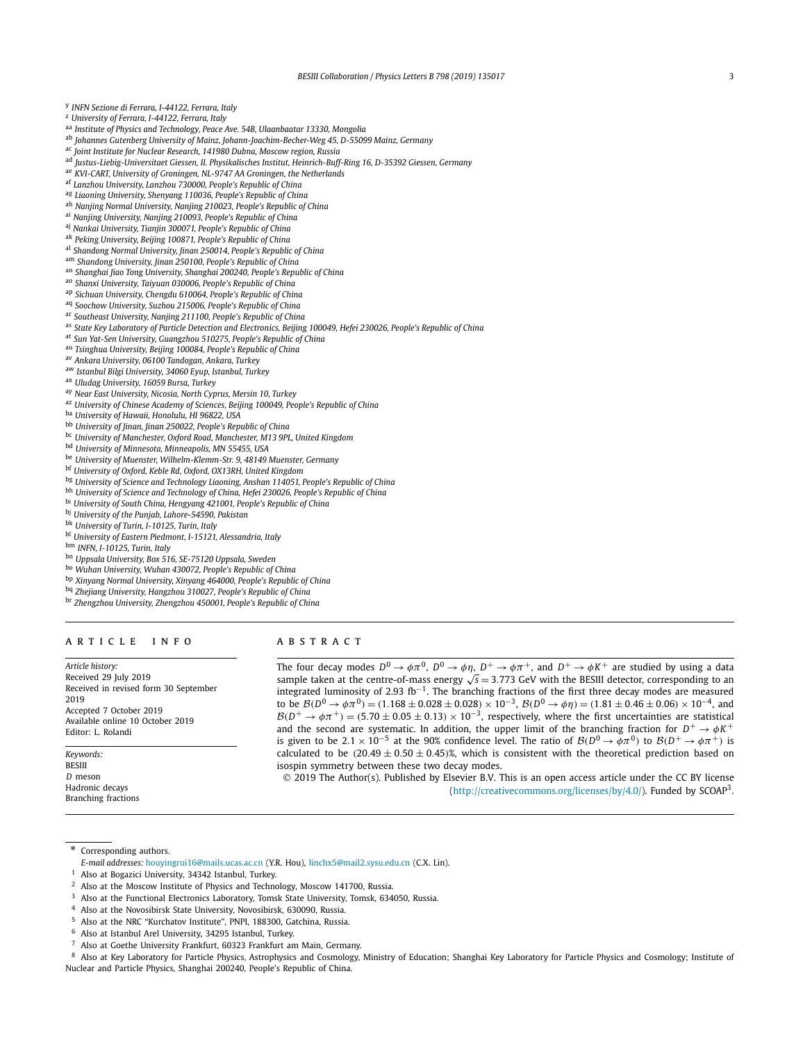[y] INFN Sezione di Ferrara, I-44122, Ferrara, Italy
[z] University of Ferrara, I-44122, Ferrara, Italy
[aa] Institute of Physics and Technology, Peace Ave. 54B, Ulaanbaatar 13330, Mongolia
[ab] Johannes Gutenberg University of Mainz, Johann-Joachim-Becher-Weg 45, D-55099 Mainz, Germany
[ac] Joint Institute for Nuclear Research, 141980 Dubna, Moscow region, Russia
[ad] Justus-Liebig-Universitaet Giessen, II. Physikalisches Institut, Heinrich-Buff-Ring 16, D-35392 Giessen, Germany
[ae] KVI-CART, University of Groningen, NL-9747 AA Groningen, the Netherlands
[af] Lanzhou University, Lanzhou 730000, People's Republic of China
[ag] Liaoning University, Shenyang 110036, People's Republic of China
[ah] Nanjing Normal University, Nanjing 210023, People's Republic of China
[ai] Nanjing University, Nanjing 210093, People's Republic of China
[aj] Nankai University, Tianjin 300071, People's Republic of China
[ak] Peking University, Beijing 100871, People's Republic of China
[al] Shandong Normal University, Jinan 250014, People's Republic of China
[am] Shandong University, Jinan 250100, People's Republic of China
[an] Shanghai Jiao Tong University, Shanghai 200240, People's Republic of China
[ao] Shanxi University, Taiyuan 030006, People's Republic of China
[ap] Sichuan University, Chengdu 610064, People's Republic of China
[aq] Soochow University, Suzhou 215006, People's Republic of China
[ar] Southeast University, Nanjing 211100, People's Republic of China
[as] State Key Laboratory of Particle Detection and Electronics, Beijing 100049, Hefei 230026, People's Republic of China
[at] Sun Yat-Sen University, Guangzhou 510275, People's Republic of China
[au] Tsinghua University, Beijing 100084, People's Republic of China
[av] Ankara University, 06100 Tandogan, Ankara, Turkey
[aw] Istanbul Bilgi University, 34060 Eyup, Istanbul, Turkey
[ax] Uludag University, 16059 Bursa, Turkey
[ay] Near East University, Nicosia, North Cyprus, Mersin 10, Turkey
[az] University of Chinese Academy of Sciences, Beijing 100049, People's Republic of China
[ba] University of Hawaii, Honolulu, HI 96822, USA
[bb] University of Jinan, Jinan 250022, People's Republic of China
[bc] University of Manchester, Oxford Road, Manchester, M13 9PL, United Kingdom
[bd] University of Minnesota, Minneapolis, MN 55455, USA
[be] University of Muenster, Wilhelm-Klemm-Str. 9, 48149 Muenster, Germany
[bf] University of Oxford, Keble Rd, Oxford, OX13RH, United Kingdom
[bg] University of Science and Technology Liaoning, Anshan 114051, People's Republic of China
[bh] University of Science and Technology of China, Hefei 230026, People's Republic of China
[bi] University of South China, Hengyang 421001, People's Republic of China
[bj] University of the Punjab, Lahore-54590, Pakistan
[bk] University of Turin, I-10125, Turin, Italy
[bl] University of Eastern Piedmont, I-15121, Alessandria, Italy
[bm] INFN, I-10125, Turin, Italy
[bn] Uppsala University, Box 516, SE-75120 Uppsala, Sweden
[bo] Wuhan University, Wuhan 430072, People's Republic of China
[bp] Xinyang Normal University, Xinyang 464000, People's Republic of China
[bq] Zhejiang University, Hangzhou 310027, People's Republic of China
[br] Zhengzhou University, Zhengzhou 450001, People's Republic of China

## ARTICLE INFO

*Article history:*
Received 29 July 2019
Received in revised form 30 September 2019
Accepted 7 October 2019
Available online 10 October 2019
Editor: L. Rolandi

*Keywords:*
BESIII
D meson
Hadronic decays
Branching fractions

## ABSTRACT

The four decay modes $D^0 \to \phi\pi^0$, $D^0 \to \phi\eta$, $D^+ \to \phi\pi^+$, and $D^+ \to \phi K^+$ are studied by using a data sample taken at the centre-of-mass energy $\sqrt{s} = 3.773$ GeV with the BESIII detector, corresponding to an integrated luminosity of 2.93 fb$^{-1}$. The branching fractions of the first three decay modes are measured to be $\mathcal{B}(D^0 \to \phi\pi^0) = (1.168 \pm 0.028 \pm 0.028) \times 10^{-3}$, $\mathcal{B}(D^0 \to \phi\eta) = (1.81 \pm 0.46 \pm 0.06) \times 10^{-4}$, and $\mathcal{B}(D^+ \to \phi\pi^+) = (5.70 \pm 0.05 \pm 0.13) \times 10^{-3}$, respectively, where the first uncertainties are statistical and the second are systematic. In addition, the upper limit of the branching fraction for $D^+ \to \phi K^+$ is given to be $2.1 \times 10^{-5}$ at the 90% confidence level. The ratio of $\mathcal{B}(D^0 \to \phi\pi^0)$ to $\mathcal{B}(D^+ \to \phi\pi^+)$ is calculated to be $(20.49 \pm 0.50 \pm 0.45)$%, which is consistent with the theoretical prediction based on isospin symmetry between these two decay modes.

© 2019 The Author(s). Published by Elsevier B.V. This is an open access article under the CC BY license (http://creativecommons.org/licenses/by/4.0/). Funded by SCOAP[3].

---

\* Corresponding authors.
*E-mail addresses:* houyingrui16@mails.ucas.ac.cn (Y.R. Hou), linchx5@mail2.sysu.edu.cn (C.X. Lin).

[1] Also at Bogazici University, 34342 Istanbul, Turkey.
[2] Also at the Moscow Institute of Physics and Technology, Moscow 141700, Russia.
[3] Also at the Functional Electronics Laboratory, Tomsk State University, Tomsk, 634050, Russia.
[4] Also at the Novosibirsk State University, Novosibirsk, 630090, Russia.
[5] Also at the NRC "Kurchatov Institute", PNPI, 188300, Gatchina, Russia.
[6] Also at Istanbul Arel University, 34295 Istanbul, Turkey.
[7] Also at Goethe University Frankfurt, 60323 Frankfurt am Main, Germany.
[8] Also at Key Laboratory for Particle Physics, Astrophysics and Cosmology, Ministry of Education; Shanghai Key Laboratory for Particle Physics and Cosmology; Institute of Nuclear and Particle Physics, Shanghai 200240, People's Republic of China.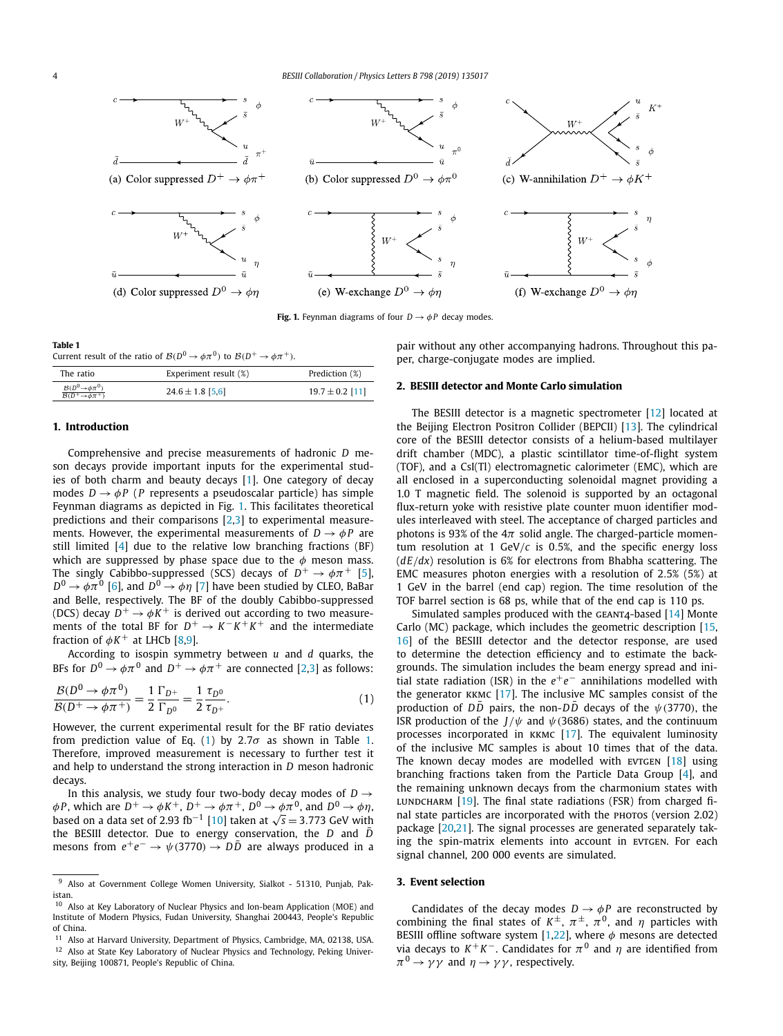(a) Color suppressed $D^+ \to \phi\pi^+$ (b) Color suppressed $D^0 \to \phi\pi^0$ (c) W-annihilation $D^+ \to \phi K^+$

(d) Color suppressed $D^0 \to \phi\eta$ (e) W-exchange $D^0 \to \phi\eta$ (f) W-exchange $D^0 \to \phi\eta$

**Fig. 1.** Feynman diagrams of four $D \to \phi P$ decay modes.

**Table 1**
Current result of the ratio of $\mathcal{B}(D^0 \to \phi\pi^0)$ to $\mathcal{B}(D^+ \to \phi\pi^+)$.

| The ratio | Experiment result (%) | Prediction (%) |
| --- | --- | --- |
| $\frac{\mathcal{B}(D^0\to\phi\pi^0)}{\mathcal{B}(D^+\to\phi\pi^+)}$ | $24.6 \pm 1.8$ [5,6] | $19.7 \pm 0.2$ [11] |

## 1. Introduction

Comprehensive and precise measurements of hadronic $D$ meson decays provide important inputs for the experimental studies of both charm and beauty decays [1]. One category of decay modes $D \to \phi P$ ($P$ represents a pseudoscalar particle) has simple Feynman diagrams as depicted in Fig. 1. This facilitates theoretical predictions and their comparisons [2,3] to experimental measurements. However, the experimental measurements of $D \to \phi P$ are still limited [4] due to the relative low branching fractions (BF) which are suppressed by phase space due to the $\phi$ meson mass. The singly Cabibbo-suppressed (SCS) decays of $D^+ \to \phi\pi^+$ [5], $D^0 \to \phi\pi^0$ [6], and $D^0 \to \phi\eta$ [7] have been studied by CLEO, BaBar and Belle, respectively. The BF of the doubly Cabibbo-suppressed (DCS) decay $D^+ \to \phi K^+$ is derived out according to two measurements of the total BF for $D^+ \to K^-K^+K^+$ and the intermediate fraction of $\phi K^+$ at LHCb [8,9].

According to isospin symmetry between $u$ and $d$ quarks, the BFs for $D^0 \to \phi\pi^0$ and $D^+ \to \phi\pi^+$ are connected [2,3] as follows:

$$\frac{\mathcal{B}(D^0 \to \phi\pi^0)}{\mathcal{B}(D^+ \to \phi\pi^+)} = \frac{1}{2}\frac{\Gamma_{D^+}}{\Gamma_{D^0}} = \frac{1}{2}\frac{\tau_{D^0}}{\tau_{D^+}}. \tag{1}$$

However, the current experimental result for the BF ratio deviates from prediction value of Eq. (1) by $2.7\sigma$ as shown in Table 1. Therefore, improved measurement is necessary to further test it and help to understand the strong interaction in $D$ meson hadronic decays.

In this analysis, we study four two-body decay modes of $D \to \phi P$, which are $D^+ \to \phi K^+$, $D^+ \to \phi\pi^+$, $D^0 \to \phi\pi^0$, and $D^0 \to \phi\eta$, based on a data set of 2.93 fb$^{-1}$ [10] taken at $\sqrt{s} = 3.773$ GeV with the BESIII detector. Due to energy conservation, the $D$ and $\bar{D}$ mesons from $e^+e^- \to \psi(3770) \to D\bar{D}$ are always produced in a pair without any other accompanying hadrons. Throughout this paper, charge-conjugate modes are implied.

## 2. BESIII detector and Monte Carlo simulation

The BESIII detector is a magnetic spectrometer [12] located at the Beijing Electron Positron Collider (BEPCII) [13]. The cylindrical core of the BESIII detector consists of a helium-based multilayer drift chamber (MDC), a plastic scintillator time-of-flight system (TOF), and a CsI(Tl) electromagnetic calorimeter (EMC), which are all enclosed in a superconducting solenoidal magnet providing a 1.0 T magnetic field. The solenoid is supported by an octagonal flux-return yoke with resistive plate counter muon identifier modules interleaved with steel. The acceptance of charged particles and photons is 93% of the $4\pi$ solid angle. The charged-particle momentum resolution at 1 GeV/$c$ is 0.5%, and the specific energy loss ($dE/dx$) resolution is 6% for electrons from Bhabha scattering. The EMC measures photon energies with a resolution of 2.5% (5%) at 1 GeV in the barrel (end cap) region. The time resolution of the TOF barrel section is 68 ps, while that of the end cap is 110 ps.

Simulated samples produced with the GEANT4-based [14] Monte Carlo (MC) package, which includes the geometric description [15,16] of the BESIII detector and the detector response, are used to determine the detection efficiency and to estimate the backgrounds. The simulation includes the beam energy spread and initial state radiation (ISR) in the $e^+e^-$ annihilations modelled with the generator KKMC [17]. The inclusive MC samples consist of the production of $D\bar{D}$ pairs, the non-$D\bar{D}$ decays of the $\psi(3770)$, the ISR production of the $J/\psi$ and $\psi(3686)$ states, and the continuum processes incorporated in KKMC [17]. The equivalent luminosity of the inclusive MC samples is about 10 times that of the data. The known decay modes are modelled with EVTGEN [18] using branching fractions taken from the Particle Data Group [4], and the remaining unknown decays from the charmonium states with LUNDCHARM [19]. The final state radiations (FSR) from charged final state particles are incorporated with the PHOTOS (version 2.02) package [20,21]. The signal processes are generated separately taking the spin-matrix elements into account in EVTGEN. For each signal channel, 200 000 events are simulated.

## 3. Event selection

Candidates of the decay modes $D \to \phi P$ are reconstructed by combining the final states of $K^\pm$, $\pi^\pm$, $\pi^0$, and $\eta$ particles with BESIII offline software system [1,22], where $\phi$ mesons are detected via decays to $K^+K^-$. Candidates for $\pi^0$ and $\eta$ are identified from $\pi^0 \to \gamma\gamma$ and $\eta \to \gamma\gamma$, respectively.

---

[9] Also at Government College Women University, Sialkot - 51310, Punjab, Pakistan.

[10] Also at Key Laboratory of Nuclear Physics and Ion-beam Application (MOE) and Institute of Modern Physics, Fudan University, Shanghai 200443, People's Republic of China.

[11] Also at Harvard University, Department of Physics, Cambridge, MA, 02138, USA.

[12] Also at State Key Laboratory of Nuclear Physics and Technology, Peking University, Beijing 100871, People's Republic of China.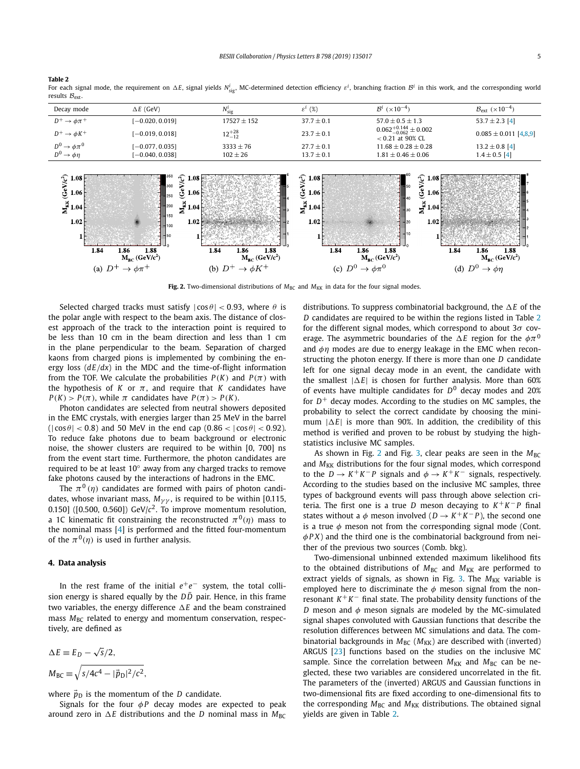**Table 2**
For each signal mode, the requirement on $\Delta E$, signal yields $N^i_{\rm sig}$, MC-determined detection efficiency $\varepsilon^i$, branching fraction $\mathcal{B}^i$ in this work, and the corresponding world results $\mathcal{B}_{\rm ext}$.

| Decay mode | $\Delta E$ (GeV) | $N^i_{\rm sig}$ | $\varepsilon^i$ (%) | $\mathcal{B}^i$ ($\times 10^{-4}$) | $\mathcal{B}_{\rm ext}$ ($\times 10^{-4}$) |
|---|---|---|---|---|---|
| $D^+ \to \phi\pi^+$ | $[-0.020, 0.019]$ | $17527 \pm 152$ | $37.7 \pm 0.1$ | $57.0 \pm 0.5 \pm 1.3$ | $53.7 \pm 2.3$ [4] |
| $D^+ \to \phi K^+$ | $[-0.019, 0.018]$ | $12^{+28}_{-12}$ | $23.7 \pm 0.1$ | $0.062^{+0.144}_{-0.062} \pm 0.002$ <br> $< 0.21$ at 90% CL | $0.085 \pm 0.011$ [4,8,9] |
| $D^0 \to \phi\pi^0$ | $[-0.077, 0.035]$ | $3333 \pm 76$ | $27.7 \pm 0.1$ | $11.68 \pm 0.28 \pm 0.28$ | $13.2 \pm 0.8$ [4] |
| $D^0 \to \phi\eta$ | $[-0.040, 0.038]$ | $102 \pm 26$ | $13.7 \pm 0.1$ | $1.81 \pm 0.46 \pm 0.06$ | $1.4 \pm 0.5$ [4] |

(a) $D^+ \to \phi\pi^+$ (b) $D^+ \to \phi K^+$ (c) $D^0 \to \phi\pi^0$ (d) $D^0 \to \phi\eta$

**Fig. 2.** Two-dimensional distributions of $M_{\rm BC}$ and $M_{\rm KK}$ in data for the four signal modes.

Selected charged tracks must satisfy $|\cos\theta| < 0.93$, where $\theta$ is the polar angle with respect to the beam axis. The distance of closest approach of the track to the interaction point is required to be less than 10 cm in the beam direction and less than 1 cm in the plane perpendicular to the beam. Separation of charged kaons from charged pions is implemented by combining the energy loss ($dE/dx$) in the MDC and the time-of-flight information from the TOF. We calculate the probabilities $P(K)$ and $P(\pi)$ with the hypothesis of $K$ or $\pi$, and require that $K$ candidates have $P(K) > P(\pi)$, while $\pi$ candidates have $P(\pi) > P(K)$.

Photon candidates are selected from neutral showers deposited in the EMC crystals, with energies larger than 25 MeV in the barrel ($|\cos\theta| < 0.8$) and 50 MeV in the end cap ($0.86 < |\cos\theta| < 0.92$). To reduce fake photons due to beam background or electronic noise, the shower clusters are required to be within [0, 700] ns from the event start time. Furthermore, the photon candidates are required to be at least 10° away from any charged tracks to remove fake photons caused by the interactions of hadrons in the EMC.

The $\pi^0(\eta)$ candidates are formed with pairs of photon candidates, whose invariant mass, $M_{\gamma\gamma}$, is required to be within [0.115, 0.150] ([0.500, 0.560]) GeV/$c^2$. To improve momentum resolution, a 1C kinematic fit constraining the reconstructed $\pi^0(\eta)$ mass to the nominal mass [4] is performed and the fitted four-momentum of the $\pi^0(\eta)$ is used in further analysis.

## 4. Data analysis

In the rest frame of the initial $e^+e^-$ system, the total collision energy is shared equally by the $D\bar{D}$ pair. Hence, in this frame two variables, the energy difference $\Delta E$ and the beam constrained mass $M_{\rm BC}$ related to energy and momentum conservation, respectively, are defined as

$$\Delta E \equiv E_D - \sqrt{s}/2,$$

$$M_{\rm BC} \equiv \sqrt{s/4c^4 - |\vec{p}_{\rm D}|^2/c^2},$$

where $\vec{p}_{\rm D}$ is the momentum of the $D$ candidate.

Signals for the four $\phi P$ decay modes are expected to peak around zero in $\Delta E$ distributions and the $D$ nominal mass in $M_{\rm BC}$ distributions. To suppress combinatorial background, the $\Delta E$ of the $D$ candidates are required to be within the regions listed in Table 2 for the different signal modes, which correspond to about $3\sigma$ coverage. The asymmetric boundaries of the $\Delta E$ region for the $\phi\pi^0$ and $\phi\eta$ modes are due to energy leakage in the EMC when reconstructing the photon energy. If there is more than one $D$ candidate left for one signal decay mode in an event, the candidate with the smallest $|\Delta E|$ is chosen for further analysis. More than 60% of events have multiple candidates for $D^0$ decay modes and 20% for $D^+$ decay modes. According to the studies on MC samples, the probability to select the correct candidate by choosing the minimum $|\Delta E|$ is more than 90%. In addition, the credibility of this method is verified and proven to be robust by studying the high-statistics inclusive MC samples.

As shown in Fig. 2 and Fig. 3, clear peaks are seen in the $M_{\rm BC}$ and $M_{\rm KK}$ distributions for the four signal modes, which correspond to the $D \to K^+K^-P$ signals and $\phi \to K^+K^-$ signals, respectively. According to the studies based on the inclusive MC samples, three types of background events will pass through above selection criteria. The first one is a true $D$ meson decaying to $K^+K^-P$ final states without a $\phi$ meson involved ($D \to K^+K^-P$), the second one is a true $\phi$ meson not from the corresponding signal mode (Cont. $\phi PX$) and the third one is the combinatorial background from neither of the previous two sources (Comb. bkg).

Two-dimensional unbinned extended maximum likelihood fits to the obtained distributions of $M_{\rm BC}$ and $M_{\rm KK}$ are performed to extract yields of signals, as shown in Fig. 3. The $M_{\rm KK}$ variable is employed here to discriminate the $\phi$ meson signal from the non-resonant $K^+K^-$ final state. The probability density functions of the $D$ meson and $\phi$ meson signals are modeled by the MC-simulated signal shapes convoluted with Gaussian functions that describe the resolution differences between MC simulations and data. The combinatorial backgrounds in $M_{\rm BC}$ ($M_{\rm KK}$) are described with (inverted) ARGUS [23] functions based on the studies on the inclusive MC sample. Since the correlation between $M_{\rm KK}$ and $M_{\rm BC}$ can be neglected, these two variables are considered uncorrelated in the fit. The parameters of the (inverted) ARGUS and Gaussian functions in two-dimensional fits are fixed according to one-dimensional fits to the corresponding $M_{\rm BC}$ and $M_{\rm KK}$ distributions. The obtained signal yields are given in Table 2.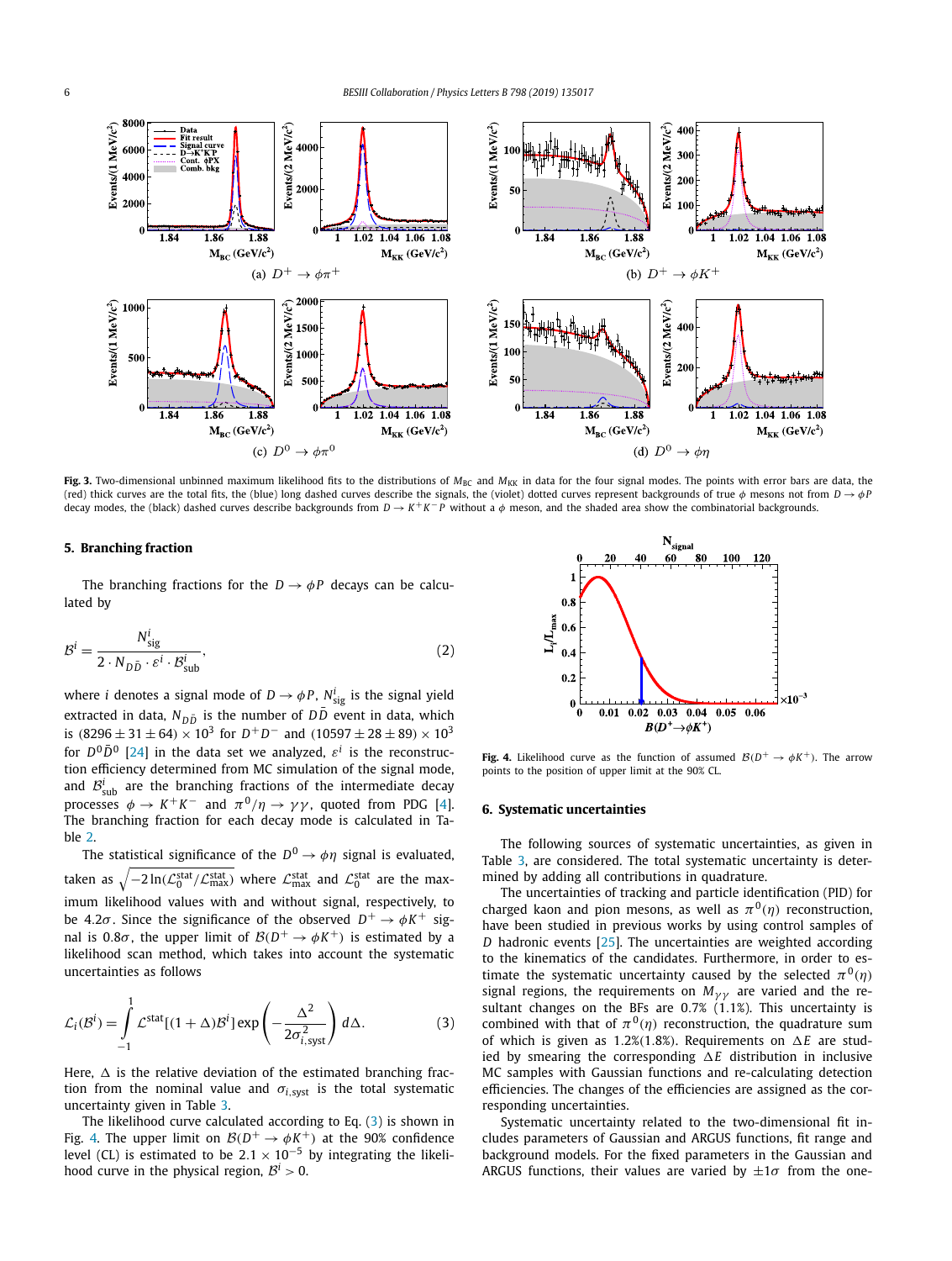**Fig. 3.** Two-dimensional unbinned maximum likelihood fits to the distributions of $M_{\rm BC}$ and $M_{\rm KK}$ in data for the four signal modes. The points with error bars are data, the (red) thick curves are the total fits, the (blue) long dashed curves describe the signals, the (violet) dotted curves represent backgrounds of true $\phi$ mesons not from $D \to \phi P$ decay modes, the (black) dashed curves describe backgrounds from $D \to K^+K^-P$ without a $\phi$ meson, and the shaded area show the combinatorial backgrounds.

(a) $D^+ \to \phi\pi^+$ (b) $D^+ \to \phi K^+$ (c) $D^0 \to \phi\pi^0$ (d) $D^0 \to \phi\eta$

## 5. Branching fraction

The branching fractions for the $D \to \phi P$ decays can be calculated by

$$\mathcal{B}^i = \frac{N^i_{\rm sig}}{2 \cdot N_{D\bar{D}} \cdot \varepsilon^i \cdot \mathcal{B}^i_{\rm sub}}, \qquad (2)$$

where $i$ denotes a signal mode of $D \to \phi P$, $N^i_{\rm sig}$ is the signal yield extracted in data, $N_{D\bar{D}}$ is the number of $D\bar{D}$ event in data, which is $(8296 \pm 31 \pm 64) \times 10^3$ for $D^+D^-$ and $(10597 \pm 28 \pm 89) \times 10^3$ for $D^0\bar{D}^0$ [24] in the data set we analyzed, $\varepsilon^i$ is the reconstruction efficiency determined from MC simulation of the signal mode, and $\mathcal{B}^i_{\rm sub}$ are the branching fractions of the intermediate decay processes $\phi \to K^+K^-$ and $\pi^0/\eta \to \gamma\gamma$, quoted from PDG [4]. The branching fraction for each decay mode is calculated in Table 2.

The statistical significance of the $D^0 \to \phi\eta$ signal is evaluated, taken as $\sqrt{-2\ln(\mathcal{L}^{\rm stat}_0/\mathcal{L}^{\rm stat}_{\rm max})}$ where $\mathcal{L}^{\rm stat}_{\rm max}$ and $\mathcal{L}^{\rm stat}_0$ are the maximum likelihood values with and without signal, respectively, to be $4.2\sigma$. Since the significance of the observed $D^+ \to \phi K^+$ signal is $0.8\sigma$, the upper limit of $\mathcal{B}(D^+ \to \phi K^+)$ is estimated by a likelihood scan method, which takes into account the systematic uncertainties as follows

$$\mathcal{L}_i(\mathcal{B}^i) = \int_{-1}^{1} \mathcal{L}^{\rm stat}[(1+\Delta)\mathcal{B}^i] \exp\left(-\frac{\Delta^2}{2\sigma^2_{i,\rm syst}}\right) d\Delta. \qquad (3)$$

Here, $\Delta$ is the relative deviation of the estimated branching fraction from the nominal value and $\sigma_{i,\rm syst}$ is the total systematic uncertainty given in Table 3.

The likelihood curve calculated according to Eq. (3) is shown in Fig. 4. The upper limit on $\mathcal{B}(D^+ \to \phi K^+)$ at the 90% confidence level (CL) is estimated to be $2.1 \times 10^{-5}$ by integrating the likelihood curve in the physical region, $\mathcal{B}^i > 0$.

**Fig. 4.** Likelihood curve as the function of assumed $\mathcal{B}(D^+ \to \phi K^+)$. The arrow points to the position of upper limit at the 90% CL.

## 6. Systematic uncertainties

The following sources of systematic uncertainties, as given in Table 3, are considered. The total systematic uncertainty is determined by adding all contributions in quadrature.

The uncertainties of tracking and particle identification (PID) for charged kaon and pion mesons, as well as $\pi^0(\eta)$ reconstruction, have been studied in previous works by using control samples of $D$ hadronic events [25]. The uncertainties are weighted according to the kinematics of the candidates. Furthermore, in order to estimate the systematic uncertainty caused by the selected $\pi^0(\eta)$ signal regions, the requirements on $M_{\gamma\gamma}$ are varied and the resultant changes on the BFs are 0.7% (1.1%). This uncertainty is combined with that of $\pi^0(\eta)$ reconstruction, the quadrature sum of which is given as 1.2%(1.8%). Requirements on $\Delta E$ are studied by smearing the corresponding $\Delta E$ distribution in inclusive MC samples with Gaussian functions and re-calculating detection efficiencies. The changes of the efficiencies are assigned as the corresponding uncertainties.

Systematic uncertainty related to the two-dimensional fit includes parameters of Gaussian and ARGUS functions, fit range and background models. For the fixed parameters in the Gaussian and ARGUS functions, their values are varied by $\pm1\sigma$ from the one-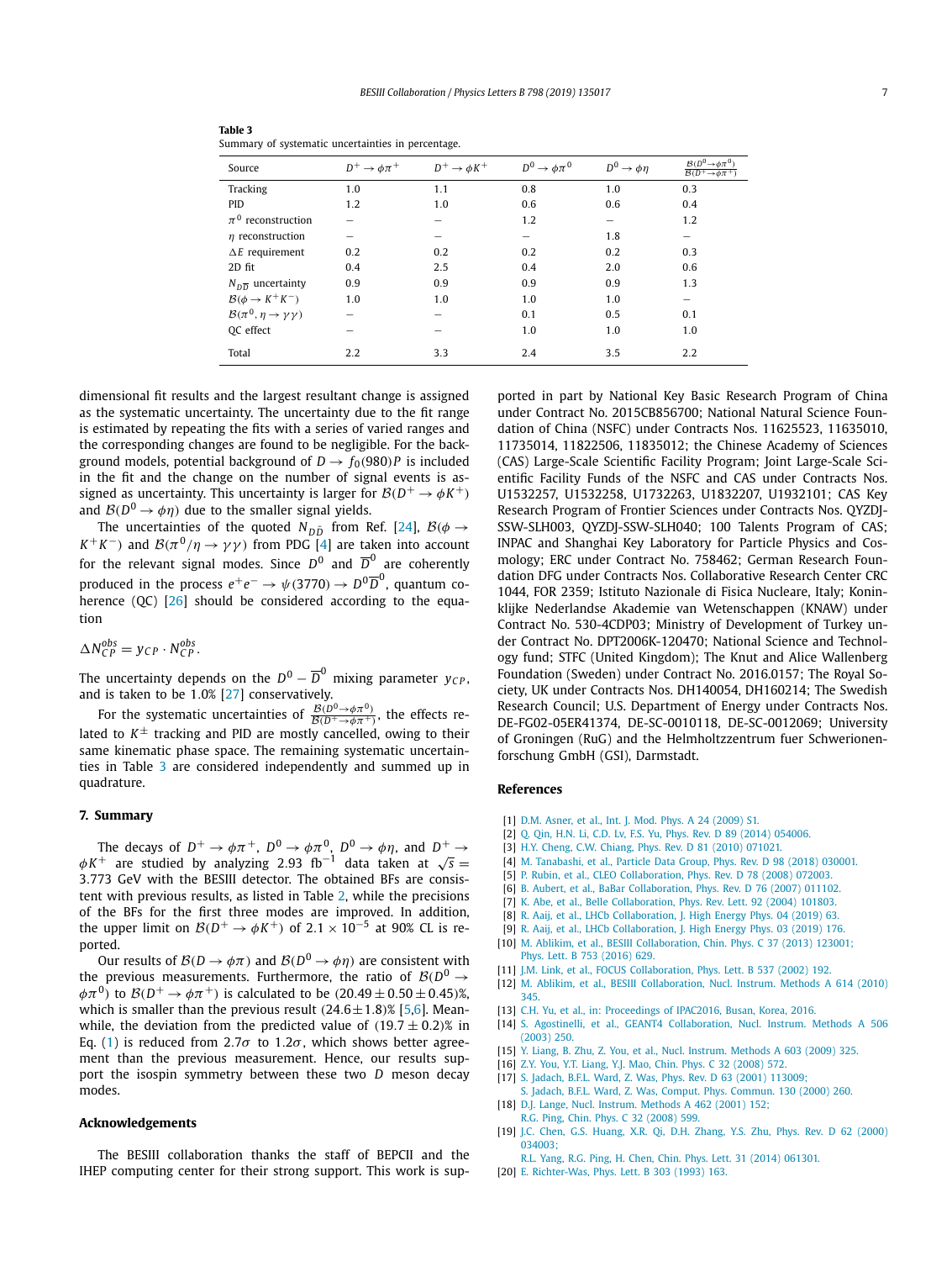**Table 3**
Summary of systematic uncertainties in percentage.

| Source | $D^+ \to \phi\pi^+$ | $D^+ \to \phi K^+$ | $D^0 \to \phi\pi^0$ | $D^0 \to \phi\eta$ | $\frac{\mathcal{B}(D^0\to\phi\pi^0)}{\mathcal{B}(D^+\to\phi\pi^+)}$ |
|---|---|---|---|---|---|
| Tracking | 1.0 | 1.1 | 0.8 | 1.0 | 0.3 |
| PID | 1.2 | 1.0 | 0.6 | 0.6 | 0.4 |
| $\pi^0$ reconstruction | – | – | 1.2 | – | 1.2 |
| $\eta$ reconstruction | – | – | – | 1.8 | – |
| $\Delta E$ requirement | 0.2 | 0.2 | 0.2 | 0.2 | 0.3 |
| 2D fit | 0.4 | 2.5 | 0.4 | 2.0 | 0.6 |
| $N_{D\bar{D}}$ uncertainty | 0.9 | 0.9 | 0.9 | 0.9 | 1.3 |
| $\mathcal{B}(\phi \to K^+K^-)$ | 1.0 | 1.0 | 1.0 | 1.0 | – |
| $\mathcal{B}(\pi^0, \eta \to \gamma\gamma)$ | – | – | 0.1 | 0.5 | 0.1 |
| QC effect | – | – | 1.0 | 1.0 | 1.0 |
| Total | 2.2 | 3.3 | 2.4 | 3.5 | 2.2 |

dimensional fit results and the largest resultant change is assigned as the systematic uncertainty. The uncertainty due to the fit range is estimated by repeating the fits with a series of varied ranges and the corresponding changes are found to be negligible. For the background models, potential background of $D \to f_0(980)P$ is included in the fit and the change on the number of signal events is assigned as uncertainty. This uncertainty is larger for $\mathcal{B}(D^+ \to \phi K^+)$ and $\mathcal{B}(D^0 \to \phi\eta)$ due to the smaller signal yields.

The uncertainties of the quoted $N_{D\bar{D}}$ from Ref. [24], $\mathcal{B}(\phi \to K^+K^-)$ and $\mathcal{B}(\pi^0/\eta \to \gamma\gamma)$ from PDG [4] are taken into account for the relevant signal modes. Since $D^0$ and $\overline{D}^0$ are coherently produced in the process $e^+e^- \to \psi(3770) \to D^0\overline{D}^0$, quantum coherence (QC) [26] should be considered according to the equation

$$\Delta N_{CP}^{obs} = y_{CP} \cdot N_{CP}^{obs}.$$

The uncertainty depends on the $D^0 - \overline{D}^0$ mixing parameter $y_{CP}$, and is taken to be 1.0% [27] conservatively.

For the systematic uncertainties of $\frac{\mathcal{B}(D^0\to\phi\pi^0)}{\mathcal{B}(D^+\to\phi\pi^+)}$, the effects related to $K^\pm$ tracking and PID are mostly cancelled, owing to their same kinematic phase space. The remaining systematic uncertainties in Table 3 are considered independently and summed up in quadrature.

## 7. Summary

The decays of $D^+ \to \phi\pi^+$, $D^0 \to \phi\pi^0$, $D^0 \to \phi\eta$, and $D^+ \to \phi K^+$ are studied by analyzing 2.93 fb$^{-1}$ data taken at $\sqrt{s} = 3.773$ GeV with the BESIII detector. The obtained BFs are consistent with previous results, as listed in Table 2, while the precisions of the BFs for the first three modes are improved. In addition, the upper limit on $\mathcal{B}(D^+ \to \phi K^+)$ of $2.1 \times 10^{-5}$ at 90% CL is reported.

Our results of $\mathcal{B}(D \to \phi\pi)$ and $\mathcal{B}(D^0 \to \phi\eta)$ are consistent with the previous measurements. Furthermore, the ratio of $\mathcal{B}(D^0 \to \phi\pi^0)$ to $\mathcal{B}(D^+ \to \phi\pi^+)$ is calculated to be $(20.49 \pm 0.50 \pm 0.45)\%$, which is smaller than the previous result $(24.6\pm1.8)\%$ [5,6]. Meanwhile, the deviation from the predicted value of $(19.7 \pm 0.2)\%$ in Eq. (1) is reduced from $2.7\sigma$ to $1.2\sigma$, which shows better agreement than the previous measurement. Hence, our results support the isospin symmetry between these two $D$ meson decay modes.

## Acknowledgements

The BESIII collaboration thanks the staff of BEPCII and the IHEP computing center for their strong support. This work is supported in part by National Key Basic Research Program of China under Contract No. 2015CB856700; National Natural Science Foundation of China (NSFC) under Contracts Nos. 11625523, 11635010, 11735014, 11822506, 11835012; the Chinese Academy of Sciences (CAS) Large-Scale Scientific Facility Program; Joint Large-Scale Scientific Facility Funds of the NSFC and CAS under Contracts Nos. U1532257, U1532258, U1732263, U1832207, U1932101; CAS Key Research Program of Frontier Sciences under Contracts Nos. QYZDJ-SSW-SLH003, QYZDJ-SSW-SLH040; 100 Talents Program of CAS; INPAC and Shanghai Key Laboratory for Particle Physics and Cosmology; ERC under Contract No. 758462; German Research Foundation DFG under Contracts Nos. Collaborative Research Center CRC 1044, FOR 2359; Istituto Nazionale di Fisica Nucleare, Italy; Koninklijke Nederlandse Akademie van Wetenschappen (KNAW) under Contract No. 530-4CDP03; Ministry of Development of Turkey under Contract No. DPT2006K-120470; National Science and Technology fund; STFC (United Kingdom); The Knut and Alice Wallenberg Foundation (Sweden) under Contract No. 2016.0157; The Royal Society, UK under Contracts Nos. DH140054, DH160214; The Swedish Research Council; U.S. Department of Energy under Contracts Nos. DE-FG02-05ER41374, DE-SC-0010118, DE-SC-0012069; University of Groningen (RuG) and the Helmholtzzentrum fuer Schwerionenforschung GmbH (GSI), Darmstadt.

## References

[1] D.M. Asner, et al., Int. J. Mod. Phys. A 24 (2009) S1.
[2] Q. Qin, H.N. Li, C.D. Lv, F.S. Yu, Phys. Rev. D 89 (2014) 054006.
[3] H.Y. Cheng, C.W. Chiang, Phys. Rev. D 81 (2010) 071021.
[4] M. Tanabashi, et al., Particle Data Group, Phys. Rev. D 98 (2018) 030001.
[5] P. Rubin, et al., CLEO Collaboration, Phys. Rev. D 78 (2008) 072003.
[6] B. Aubert, et al., BaBar Collaboration, Phys. Rev. D 76 (2007) 011102.
[7] K. Abe, et al., Belle Collaboration, Phys. Rev. Lett. 92 (2004) 101803.
[8] R. Aaij, et al., LHCb Collaboration, J. High Energy Phys. 04 (2019) 63.
[9] R. Aaij, et al., LHCb Collaboration, J. High Energy Phys. 03 (2019) 176.
[10] M. Ablikim, et al., BESIII Collaboration, Chin. Phys. C 37 (2013) 123001; Phys. Lett. B 753 (2016) 629.
[11] J.M. Link, et al., FOCUS Collaboration, Phys. Lett. B 537 (2002) 192.
[12] M. Ablikim, et al., BESIII Collaboration, Nucl. Instrum. Methods A 614 (2010) 345.
[13] C.H. Yu, et al., in: Proceedings of IPAC2016, Busan, Korea, 2016.
[14] S. Agostinelli, et al., GEANT4 Collaboration, Nucl. Instrum. Methods A 506 (2003) 250.
[15] Y. Liang, B. Zhu, Z. You, et al., Nucl. Instrum. Methods A 603 (2009) 325.
[16] Z.Y. You, Y.T. Liang, Y.J. Mao, Chin. Phys. C 32 (2008) 572.
[17] S. Jadach, B.F.L. Ward, Z. Was, Phys. Rev. D 63 (2001) 113009; S. Jadach, B.F.L. Ward, Z. Was, Comput. Phys. Commun. 130 (2000) 260.
[18] D.J. Lange, Nucl. Instrum. Methods A 462 (2001) 152; R.G. Ping, Chin. Phys. C 32 (2008) 599.
[19] J.C. Chen, G.S. Huang, X.R. Qi, D.H. Zhang, Y.S. Zhu, Phys. Rev. D 62 (2000) 034003; R.L. Yang, R.G. Ping, H. Chen, Chin. Phys. Lett. 31 (2014) 061301.
[20] E. Richter-Was, Phys. Lett. B 303 (1993) 163.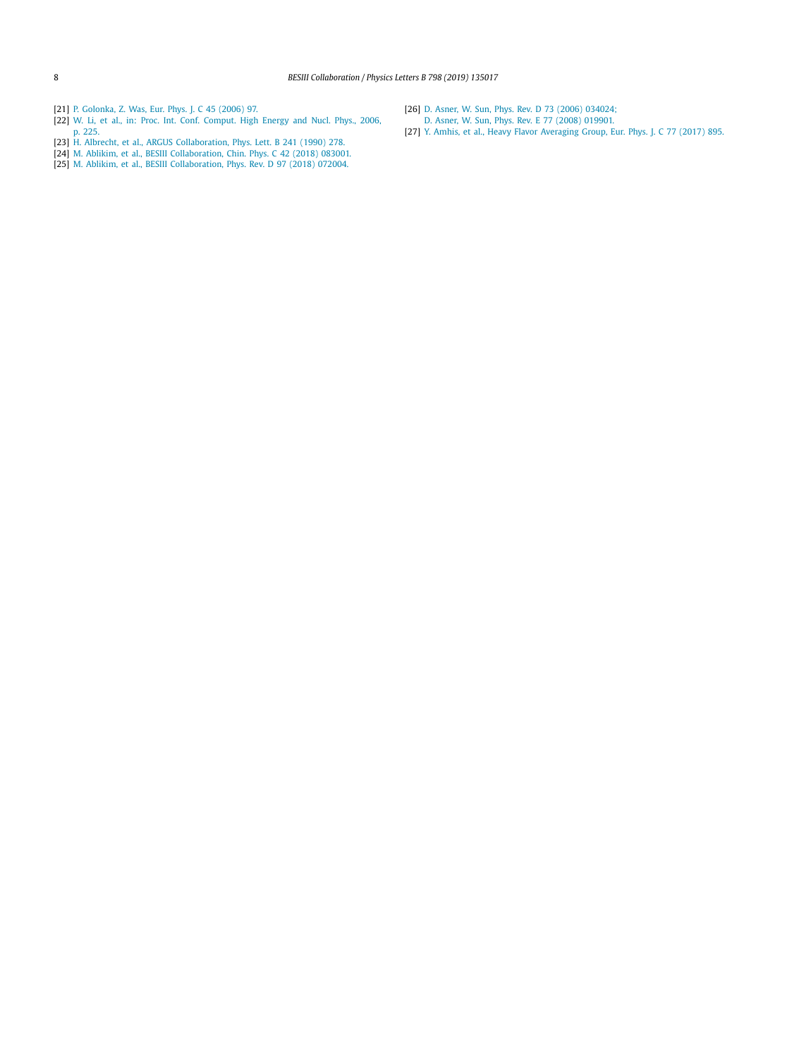[21] P. Golonka, Z. Was, Eur. Phys. J. C 45 (2006) 97.
[22] W. Li, et al., in: Proc. Int. Conf. Comput. High Energy and Nucl. Phys., 2006, p. 225.
[23] H. Albrecht, et al., ARGUS Collaboration, Phys. Lett. B 241 (1990) 278.
[24] M. Ablikim, et al., BESIII Collaboration, Chin. Phys. C 42 (2018) 083001.
[25] M. Ablikim, et al., BESIII Collaboration, Phys. Rev. D 97 (2018) 072004.
[26] D. Asner, W. Sun, Phys. Rev. D 73 (2006) 034024;
D. Asner, W. Sun, Phys. Rev. E 77 (2008) 019901.
[27] Y. Amhis, et al., Heavy Flavor Averaging Group, Eur. Phys. J. C 77 (2017) 895.